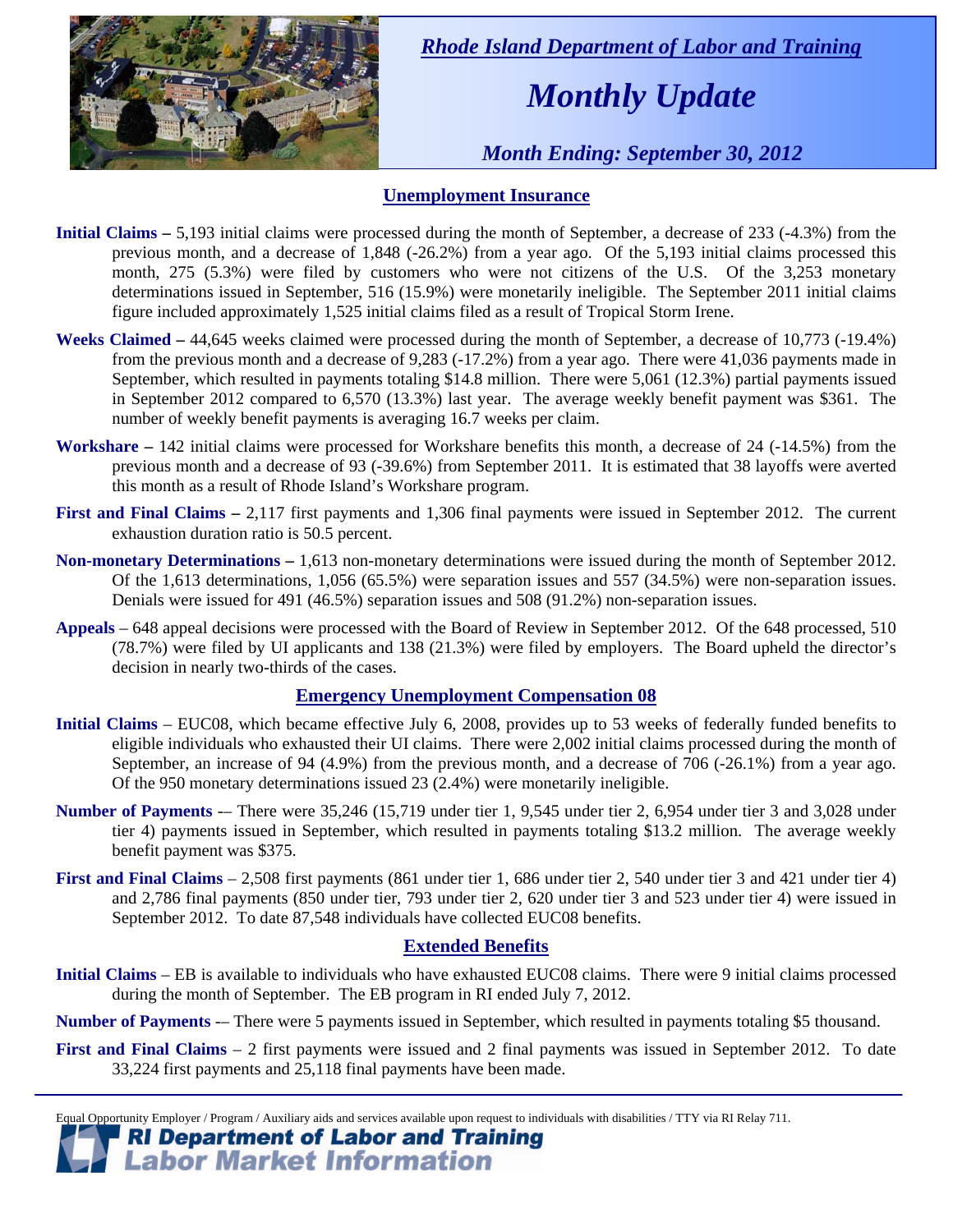*Rhode Island Department of Labor and Training*

# *Monthly Update*

*Month Ending: September 30, 2012*

## Unemployment Insurance

**Initial Claims –** 5,193 initial claims were processed during the month of September, a decrease of 233 (-4.3%) from the previous month, and a decrease of 1,848 (-26.2%) from a year ago. Of the 5,193 initial claims processed this month, 275 (5.3%) were filed by customers who were not citizens of the U.S. Of the 3,253 monetary determinations issued in September, 516 (15.9%) were monetarily ineligible. The September 2011 initial claims figure included approximately 1,525 initial claims filed as a result of Tropical Storm Irene.

**Weeks Claimed –** 44,645 weeks claimed were processed during the month of September, a decrease of 10,773 (-19.4%) from the previous month and a decrease of 9,283 (-17.2%) from a year ago. There were 41,036 payments made in September, which resulted in payments totaling $14.8 million. There were 5,061 (12.3%) partial payments issued in September 2012 compared to 6,570 (13.3%) last year. The average weekly benefit payment was $361. The number of weekly benefit payments is averaging 16.7 weeks per claim.

**Workshare –** 142 initial claims were processed for Workshare benefits this month, a decrease of 24 (-14.5%) from the previous month and a decrease of 93 (-39.6%) from September 2011. It is estimated that 38 layoffs were averted this month as a result of Rhode Island's Workshare program.

**First and Final Claims –** 2,117 first payments and 1,306 final payments were issued in September 2012. The current exhaustion duration ratio is 50.5 percent.

**Non-monetary Determinations –** 1,613 non-monetary determinations were issued during the month of September 2012. Of the 1,613 determinations, 1,056 (65.5%) were separation issues and 557 (34.5%) were non-separation issues. Denials were issued for 491 (46.5%) separation issues and 508 (91.2%) non-separation issues.

**Appeals** – 648 appeal decisions were processed with the Board of Review in September 2012. Of the 648 processed, 510 (78.7%) were filed by UI applicants and 138 (21.3%) were filed by employers. The Board upheld the director's decision in nearly two-thirds of the cases.

## Emergency Unemployment Compensation 08

**Initial Claims** – EUC08, which became effective July 6, 2008, provides up to 53 weeks of federally funded benefits to eligible individuals who exhausted their UI claims. There were 2,002 initial claims processed during the month of September, an increase of 94 (4.9%) from the previous month, and a decrease of 706 (-26.1%) from a year ago. Of the 950 monetary determinations issued 23 (2.4%) were monetarily ineligible.

**Number of Payments** -– There were 35,246 (15,719 under tier 1, 9,545 under tier 2, 6,954 under tier 3 and 3,028 under tier 4) payments issued in September, which resulted in payments totaling $13.2 million. The average weekly benefit payment was $375.

**First and Final Claims** – 2,508 first payments (861 under tier 1, 686 under tier 2, 540 under tier 3 and 421 under tier 4) and 2,786 final payments (850 under tier, 793 under tier 2, 620 under tier 3 and 523 under tier 4) were issued in September 2012. To date 87,548 individuals have collected EUC08 benefits.

## Extended Benefits

**Initial Claims** – EB is available to individuals who have exhausted EUC08 claims. There were 9 initial claims processed during the month of September. The EB program in RI ended July 7, 2012.

**Number of Payments** -– There were 5 payments issued in September, which resulted in payments totaling $5 thousand.

**First and Final Claims** – 2 first payments were issued and 2 final payments was issued in September 2012. To date 33,224 first payments and 25,118 final payments have been made.

Equal Opportunity Employer / Program / Auxiliary aids and services available upon request to individuals with disabilities / TTY via RI Relay 711.

**RI Department of Labor and Training**
**Labor Market Information**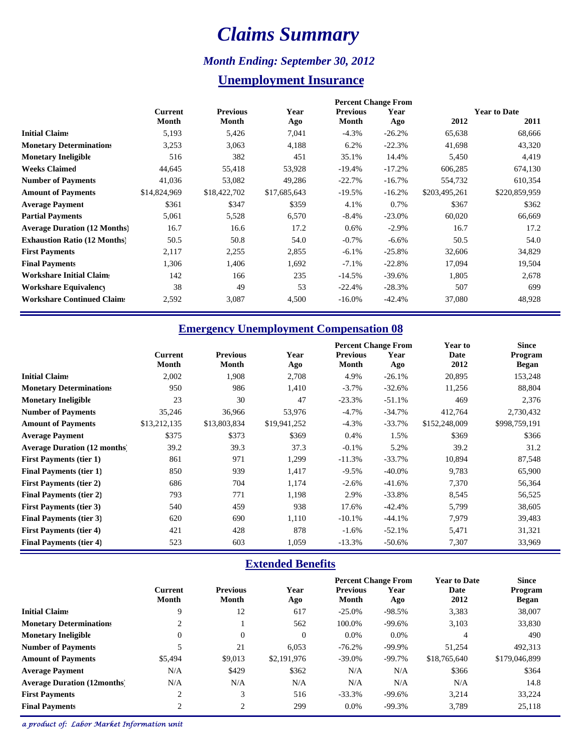# *Claims Summary*

### *Month Ending: September 30, 2012*

## Unemployment Insurance

| | Current Month | Previous Month | Year Ago | Percent Change From Previous Month | Percent Change From Year Ago | Year to Date 2012 | Year to Date 2011 |
|---|---|---|---|---|---|---|---|
| **Initial Claims** | 5,193 | 5,426 | 7,041 | -4.3% | -26.2% | 65,638 | 68,666 |
| **Monetary Determinations** | 3,253 | 3,063 | 4,188 | 6.2% | -22.3% | 41,698 | 43,320 |
| **Monetary Ineligible** | 516 | 382 | 451 | 35.1% | 14.4% | 5,450 | 4,419 |
| **Weeks Claimed** | 44,645 | 55,418 | 53,928 | -19.4% | -17.2% | 606,285 | 674,130 |
| **Number of Payments** | 41,036 | 53,082 | 49,286 | -22.7% | -16.7% | 554,732 | 610,354 |
| **Amount of Payments** | $14,824,969 | $18,422,702 | $17,685,643 | -19.5% | -16.2% | $203,495,261 | $220,859,959 |
| **Average Payment** | $361 | $347 | $359 | 4.1% | 0.7% | $367 | $362 |
| **Partial Payments** | 5,061 | 5,528 | 6,570 | -8.4% | -23.0% | 60,020 | 66,669 |
| **Average Duration (12 Months)** | 16.7 | 16.6 | 17.2 | 0.6% | -2.9% | 16.7 | 17.2 |
| **Exhaustion Ratio (12 Months)** | 50.5 | 50.8 | 54.0 | -0.7% | -6.6% | 50.5 | 54.0 |
| **First Payments** | 2,117 | 2,255 | 2,855 | -6.1% | -25.8% | 32,606 | 34,829 |
| **Final Payments** | 1,306 | 1,406 | 1,692 | -7.1% | -22.8% | 17,094 | 19,504 |
| **Workshare Initial Claims** | 142 | 166 | 235 | -14.5% | -39.6% | 1,805 | 2,678 |
| **Workshare Equivalency** | 38 | 49 | 53 | -22.4% | -28.3% | 507 | 699 |
| **Workshare Continued Claims** | 2,592 | 3,087 | 4,500 | -16.0% | -42.4% | 37,080 | 48,928 |

## Emergency Unemployment Compensation 08

| | Current Month | Previous Month | Year Ago | Percent Change From Previous Month | Percent Change From Year Ago | Year to Date 2012 | Since Program Began |
|---|---|---|---|---|---|---|---|
| **Initial Claims** | 2,002 | 1,908 | 2,708 | 4.9% | -26.1% | 20,895 | 153,248 |
| **Monetary Determinations** | 950 | 986 | 1,410 | -3.7% | -32.6% | 11,256 | 88,804 |
| **Monetary Ineligible** | 23 | 30 | 47 | -23.3% | -51.1% | 469 | 2,376 |
| **Number of Payments** | 35,246 | 36,966 | 53,976 | -4.7% | -34.7% | 412,764 | 2,730,432 |
| **Amount of Payments** | $13,212,135 | $13,803,834 | $19,941,252 | -4.3% | -33.7% | $152,248,009 | $998,759,191 |
| **Average Payment** | $375 | $373 | $369 | 0.4% | 1.5% | $369 | $366 |
| **Average Duration (12 months)** | 39.2 | 39.3 | 37.3 | -0.1% | 5.2% | 39.2 | 31.2 |
| **First Payments (tier 1)** | 861 | 971 | 1,299 | -11.3% | -33.7% | 10,894 | 87,548 |
| **Final Payments (tier 1)** | 850 | 939 | 1,417 | -9.5% | -40.0% | 9,783 | 65,900 |
| **First Payments (tier 2)** | 686 | 704 | 1,174 | -2.6% | -41.6% | 7,370 | 56,364 |
| **Final Payments (tier 2)** | 793 | 771 | 1,198 | 2.9% | -33.8% | 8,545 | 56,525 |
| **First Payments (tier 3)** | 540 | 459 | 938 | 17.6% | -42.4% | 5,799 | 38,605 |
| **Final Payments (tier 3)** | 620 | 690 | 1,110 | -10.1% | -44.1% | 7,979 | 39,483 |
| **First Payments (tier 4)** | 421 | 428 | 878 | -1.6% | -52.1% | 5,471 | 31,321 |
| **Final Payments (tier 4)** | 523 | 603 | 1,059 | -13.3% | -50.6% | 7,307 | 33,969 |

## Extended Benefits

| | Current Month | Previous Month | Year Ago | Percent Change From Previous Month | Percent Change From Year Ago | Year to Date 2012 | Since Program Began |
|---|---|---|---|---|---|---|---|
| **Initial Claims** | 9 | 12 | 617 | -25.0% | -98.5% | 3,383 | 38,007 |
| **Monetary Determinations** | 2 | 1 | 562 | 100.0% | -99.6% | 3,103 | 33,830 |
| **Monetary Ineligible** | 0 | 0 | 0 | 0.0% | 0.0% | 4 | 490 |
| **Number of Payments** | 5 | 21 | 6,053 | -76.2% | -99.9% | 51,254 | 492,313 |
| **Amount of Payments** | $5,494 | $9,013 | $2,191,976 | -39.0% | -99.7% | $18,765,640 | $179,046,899 |
| **Average Payment** | N/A | $429 | $362 | N/A | N/A | $366 | $364 |
| **Average Duration (12months)** | N/A | N/A | N/A | N/A | N/A | N/A | 14.8 |
| **First Payments** | 2 | 3 | 516 | -33.3% | -99.6% | 3,214 | 33,224 |
| **Final Payments** | 2 | 2 | 299 | 0.0% | -99.3% | 3,789 | 25,118 |

*a product of: Labor Market Information unit*